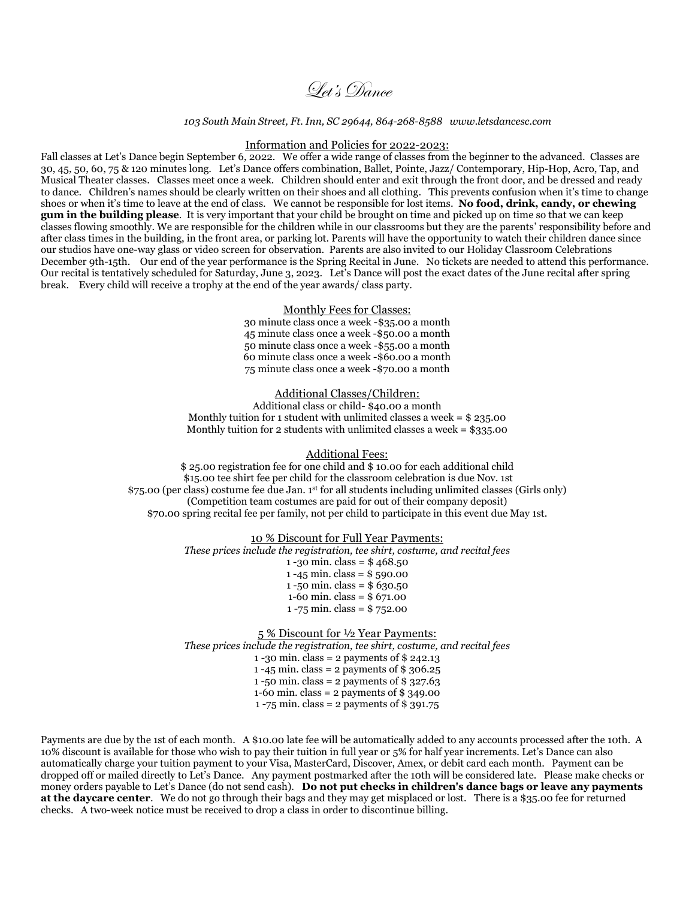# Let's Dance

*103 South Main Street, Ft. Inn, SC 29644, 864-268-8588 www.letsdancesc.com*

## Information and Policies for 2022-2023:

Fall classes at Let's Dance begin September 6, 2022. We offer a wide range of classes from the beginner to the advanced. Classes are 30, 45, 50, 60, 75 & 120 minutes long. Let's Dance offers combination, Ballet, Pointe, Jazz/ Contemporary, Hip-Hop, Acro, Tap, and Musical Theater classes. Classes meet once a week. Children should enter and exit through the front door, and be dressed and ready to dance. Children's names should be clearly written on their shoes and all clothing. This prevents confusion when it's time to change shoes or when it's time to leave at the end of class. We cannot be responsible for lost items. **No food, drink, candy, or chewing gum in the building please**. It is very important that your child be brought on time and picked up on time so that we can keep classes flowing smoothly. We are responsible for the children while in our classrooms but they are the parents' responsibility before and after class times in the building, in the front area, or parking lot. Parents will have the opportunity to watch their children dance since our studios have one-way glass or video screen for observation. Parents are also invited to our Holiday Classroom Celebrations December 9th-15th. Our end of the year performance is the Spring Recital in June. No tickets are needed to attend this performance. Our recital is tentatively scheduled for Saturday, June 3, 2023. Let's Dance will post the exact dates of the June recital after spring break. Every child will receive a trophy at the end of the year awards/ class party.

## Monthly Fees for Classes:

30 minute class once a week -$35.00 a month
45 minute class once a week -$50.00 a month
50 minute class once a week -$55.00 a month
60 minute class once a week -$60.00 a month
75 minute class once a week -$70.00 a month

## Additional Classes/Children:

Additional class or child- $40.00 a month
Monthly tuition for 1 student with unlimited classes a week = $ 235.00
Monthly tuition for 2 students with unlimited classes a week = $335.00

## Additional Fees:

$ 25.00 registration fee for one child and $ 10.00 for each additional child
$15.00 tee shirt fee per child for the classroom celebration is due Nov. 1st
$75.00 (per class) costume fee due Jan. 1st for all students including unlimited classes (Girls only)
(Competition team costumes are paid for out of their company deposit)
$70.00 spring recital fee per family, not per child to participate in this event due May 1st.

## 10 % Discount for Full Year Payments:

*These prices include the registration, tee shirt, costume, and recital fees*

1 -30 min. class = $ 468.50
1 -45 min. class = $ 590.00
1 -50 min. class = $ 630.50
1-60 min. class = $ 671.00
1 -75 min. class = $ 752.00

## 5 % Discount for ½ Year Payments:

*These prices include the registration, tee shirt, costume, and recital fees*

1 -30 min. class = 2 payments of $ 242.13
1 -45 min. class = 2 payments of $ 306.25
1 -50 min. class = 2 payments of $ 327.63
1-60 min. class = 2 payments of $ 349.00
1 -75 min. class = 2 payments of $ 391.75

Payments are due by the 1st of each month. A $10.00 late fee will be automatically added to any accounts processed after the 10th. A 10% discount is available for those who wish to pay their tuition in full year or 5% for half year increments. Let's Dance can also automatically charge your tuition payment to your Visa, MasterCard, Discover, Amex, or debit card each month. Payment can be dropped off or mailed directly to Let's Dance. Any payment postmarked after the 10th will be considered late. Please make checks or money orders payable to Let's Dance (do not send cash). **Do not put checks in children's dance bags or leave any payments at the daycare center**. We do not go through their bags and they may get misplaced or lost. There is a $35.00 fee for returned checks. A two-week notice must be received to drop a class in order to discontinue billing.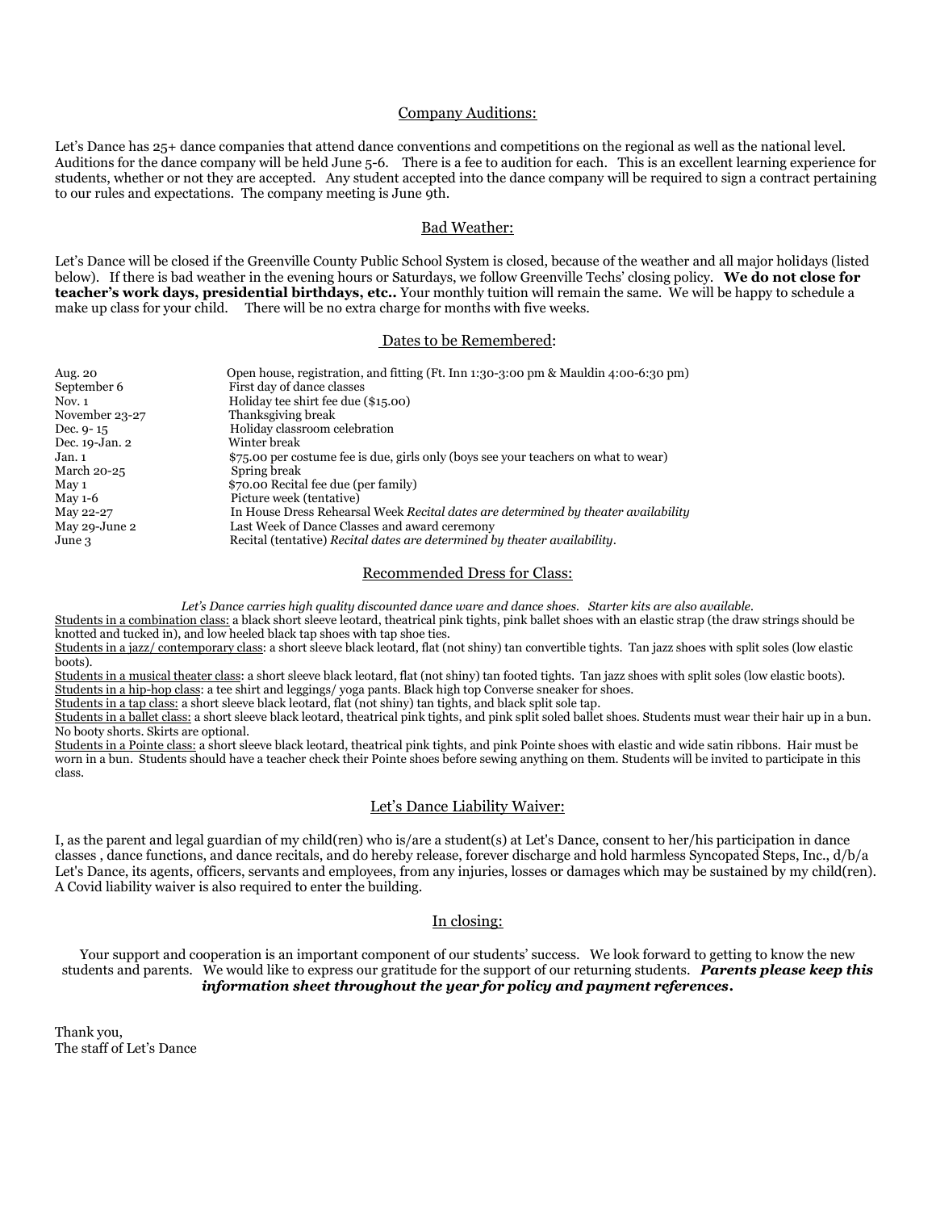## Company Auditions:

Let's Dance has 25+ dance companies that attend dance conventions and competitions on the regional as well as the national level. Auditions for the dance company will be held June 5-6. There is a fee to audition for each. This is an excellent learning experience for students, whether or not they are accepted. Any student accepted into the dance company will be required to sign a contract pertaining to our rules and expectations. The company meeting is June 9th.

## Bad Weather:

Let's Dance will be closed if the Greenville County Public School System is closed, because of the weather and all major holidays (listed below). If there is bad weather in the evening hours or Saturdays, we follow Greenville Techs' closing policy. **We do not close for teacher's work days, presidential birthdays, etc..** Your monthly tuition will remain the same. We will be happy to schedule a make up class for your child. There will be no extra charge for months with five weeks.

## Dates to be Remembered:

| | |
|---|---|
| Aug. 20 | Open house, registration, and fitting (Ft. Inn 1:30-3:00 pm & Mauldin 4:00-6:30 pm) |
| September 6 | First day of dance classes |
| Nov. 1 | Holiday tee shirt fee due ($15.00) |
| November 23-27 | Thanksgiving break |
| Dec. 9- 15 | Holiday classroom celebration |
| Dec. 19-Jan. 2 | Winter break |
| Jan. 1 | $75.00 per costume fee is due, girls only (boys see your teachers on what to wear) |
| March 20-25 | Spring break |
| May 1 | $70.00 Recital fee due (per family) |
| May 1-6 | Picture week (tentative) |
| May 22-27 | In House Dress Rehearsal Week *Recital dates are determined by theater availability* |
| May 29-June 2 | Last Week of Dance Classes and award ceremony |
| June 3 | Recital (tentative) *Recital dates are determined by theater availability.* |

## Recommended Dress for Class:

*Let's Dance carries high quality discounted dance ware and dance shoes. Starter kits are also available.*

Students in a combination class: a black short sleeve leotard, theatrical pink tights, pink ballet shoes with an elastic strap (the draw strings should be knotted and tucked in), and low heeled black tap shoes with tap shoe ties.

Students in a jazz/ contemporary class: a short sleeve black leotard, flat (not shiny) tan convertible tights. Tan jazz shoes with split soles (low elastic boots).

Students in a musical theater class: a short sleeve black leotard, flat (not shiny) tan footed tights. Tan jazz shoes with split soles (low elastic boots).

Students in a hip-hop class: a tee shirt and leggings/ yoga pants. Black high top Converse sneaker for shoes.

Students in a tap class: a short sleeve black leotard, flat (not shiny) tan tights, and black split sole tap.

Students in a ballet class: a short sleeve black leotard, theatrical pink tights, and pink split soled ballet shoes. Students must wear their hair up in a bun. No booty shorts. Skirts are optional.

Students in a Pointe class: a short sleeve black leotard, theatrical pink tights, and pink Pointe shoes with elastic and wide satin ribbons. Hair must be worn in a bun. Students should have a teacher check their Pointe shoes before sewing anything on them. Students will be invited to participate in this class.

## Let's Dance Liability Waiver:

I, as the parent and legal guardian of my child(ren) who is/are a student(s) at Let's Dance, consent to her/his participation in dance classes , dance functions, and dance recitals, and do hereby release, forever discharge and hold harmless Syncopated Steps, Inc., d/b/a Let's Dance, its agents, officers, servants and employees, from any injuries, losses or damages which may be sustained by my child(ren). A Covid liability waiver is also required to enter the building.

## In closing:

Your support and cooperation is an important component of our students' success. We look forward to getting to know the new students and parents. We would like to express our gratitude for the support of our returning students. ***Parents please keep this information sheet throughout the year for policy and payment references.***

Thank you,
The staff of Let's Dance